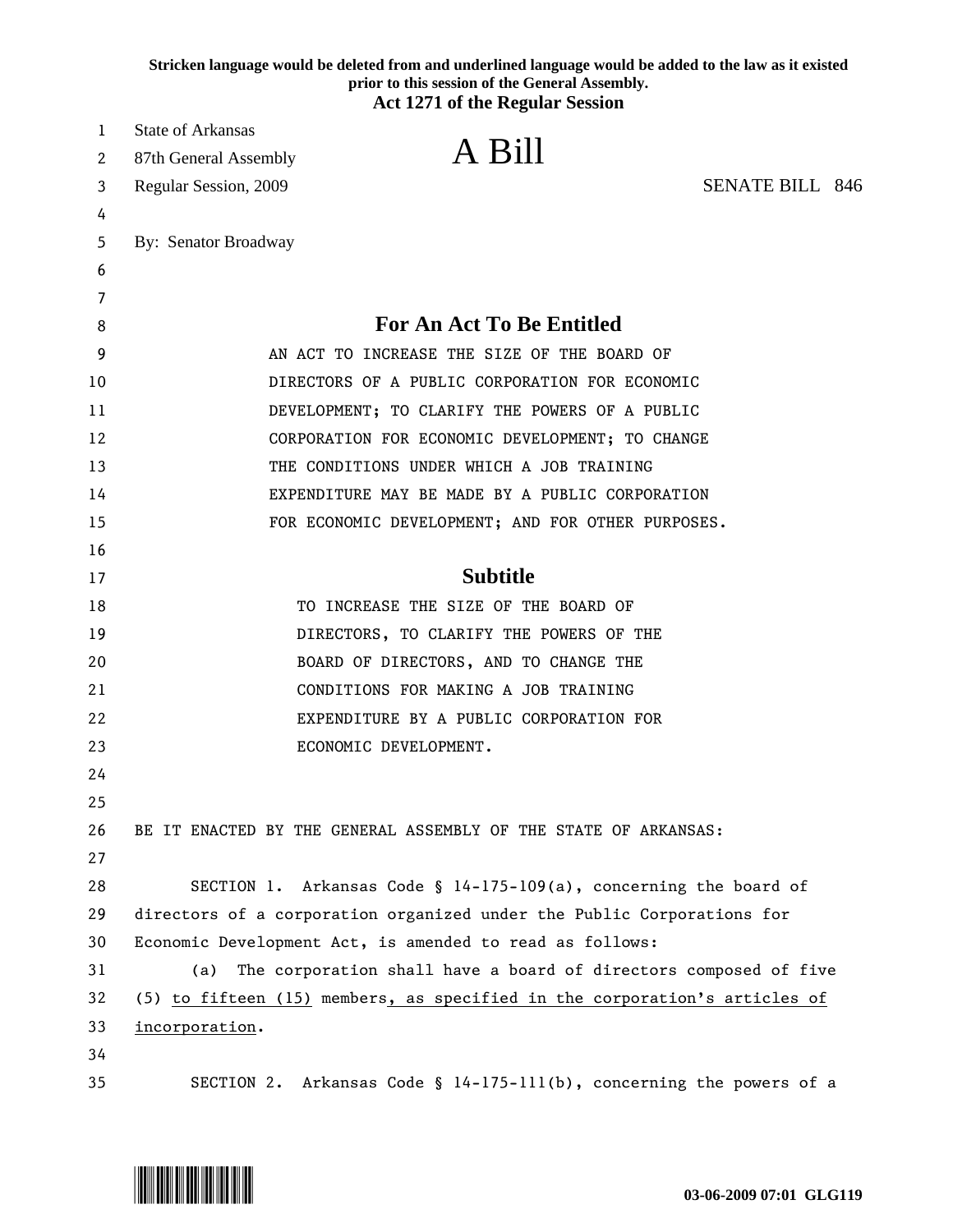**Stricken language would be deleted from and underlined language would be added to the law as it existed prior to this session of the General Assembly.**

**Act 1271 of the Regular Session**

State of Arkansas
87th General Assembly
Regular Session, 2009

# A Bill

SENATE BILL 846

By: Senator Broadway

## For An Act To Be Entitled

AN ACT TO INCREASE THE SIZE OF THE BOARD OF DIRECTORS OF A PUBLIC CORPORATION FOR ECONOMIC DEVELOPMENT; TO CLARIFY THE POWERS OF A PUBLIC CORPORATION FOR ECONOMIC DEVELOPMENT; TO CHANGE THE CONDITIONS UNDER WHICH A JOB TRAINING EXPENDITURE MAY BE MADE BY A PUBLIC CORPORATION FOR ECONOMIC DEVELOPMENT; AND FOR OTHER PURPOSES.

## Subtitle

TO INCREASE THE SIZE OF THE BOARD OF DIRECTORS, TO CLARIFY THE POWERS OF THE BOARD OF DIRECTORS, AND TO CHANGE THE CONDITIONS FOR MAKING A JOB TRAINING EXPENDITURE BY A PUBLIC CORPORATION FOR ECONOMIC DEVELOPMENT.

BE IT ENACTED BY THE GENERAL ASSEMBLY OF THE STATE OF ARKANSAS:

SECTION 1. Arkansas Code § 14-175-109(a), concerning the board of directors of a corporation organized under the Public Corporations for Economic Development Act, is amended to read as follows:

(a) The corporation shall have a board of directors composed of five (5) <u>to fifteen (15)</u> members<u>, as specified in the corporation's articles of incorporation</u>.

SECTION 2. Arkansas Code § 14-175-111(b), concerning the powers of a

03-06-2009 07:01 GLG119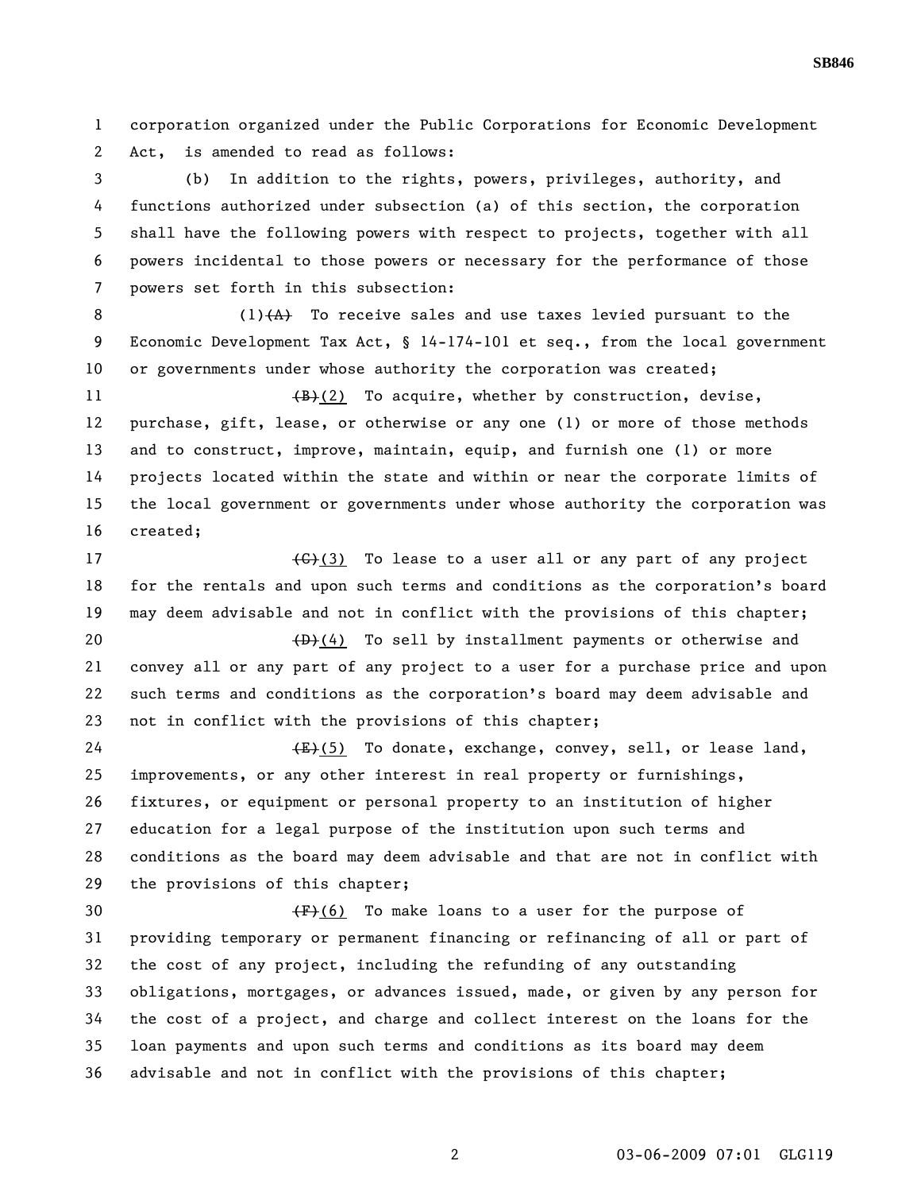corporation organized under the Public Corporations for Economic Development Act, is amended to read as follows:

(b) In addition to the rights, powers, privileges, authority, and functions authorized under subsection (a) of this section, the corporation shall have the following powers with respect to projects, together with all powers incidental to those powers or necessary for the performance of those powers set forth in this subsection:

(1)~~(A)~~ To receive sales and use taxes levied pursuant to the Economic Development Tax Act, § 14-174-101 et seq., from the local government or governments under whose authority the corporation was created;

~~(B)~~(2) To acquire, whether by construction, devise, purchase, gift, lease, or otherwise or any one (1) or more of those methods and to construct, improve, maintain, equip, and furnish one (1) or more projects located within the state and within or near the corporate limits of the local government or governments under whose authority the corporation was created;

~~(C)~~(3) To lease to a user all or any part of any project for the rentals and upon such terms and conditions as the corporation's board may deem advisable and not in conflict with the provisions of this chapter;

~~(D)~~(4) To sell by installment payments or otherwise and convey all or any part of any project to a user for a purchase price and upon such terms and conditions as the corporation's board may deem advisable and not in conflict with the provisions of this chapter;

~~(E)~~(5) To donate, exchange, convey, sell, or lease land, improvements, or any other interest in real property or furnishings, fixtures, or equipment or personal property to an institution of higher education for a legal purpose of the institution upon such terms and conditions as the board may deem advisable and that are not in conflict with the provisions of this chapter;

~~(F)~~(6) To make loans to a user for the purpose of providing temporary or permanent financing or refinancing of all or part of the cost of any project, including the refunding of any outstanding obligations, mortgages, or advances issued, made, or given by any person for the cost of a project, and charge and collect interest on the loans for the loan payments and upon such terms and conditions as its board may deem advisable and not in conflict with the provisions of this chapter;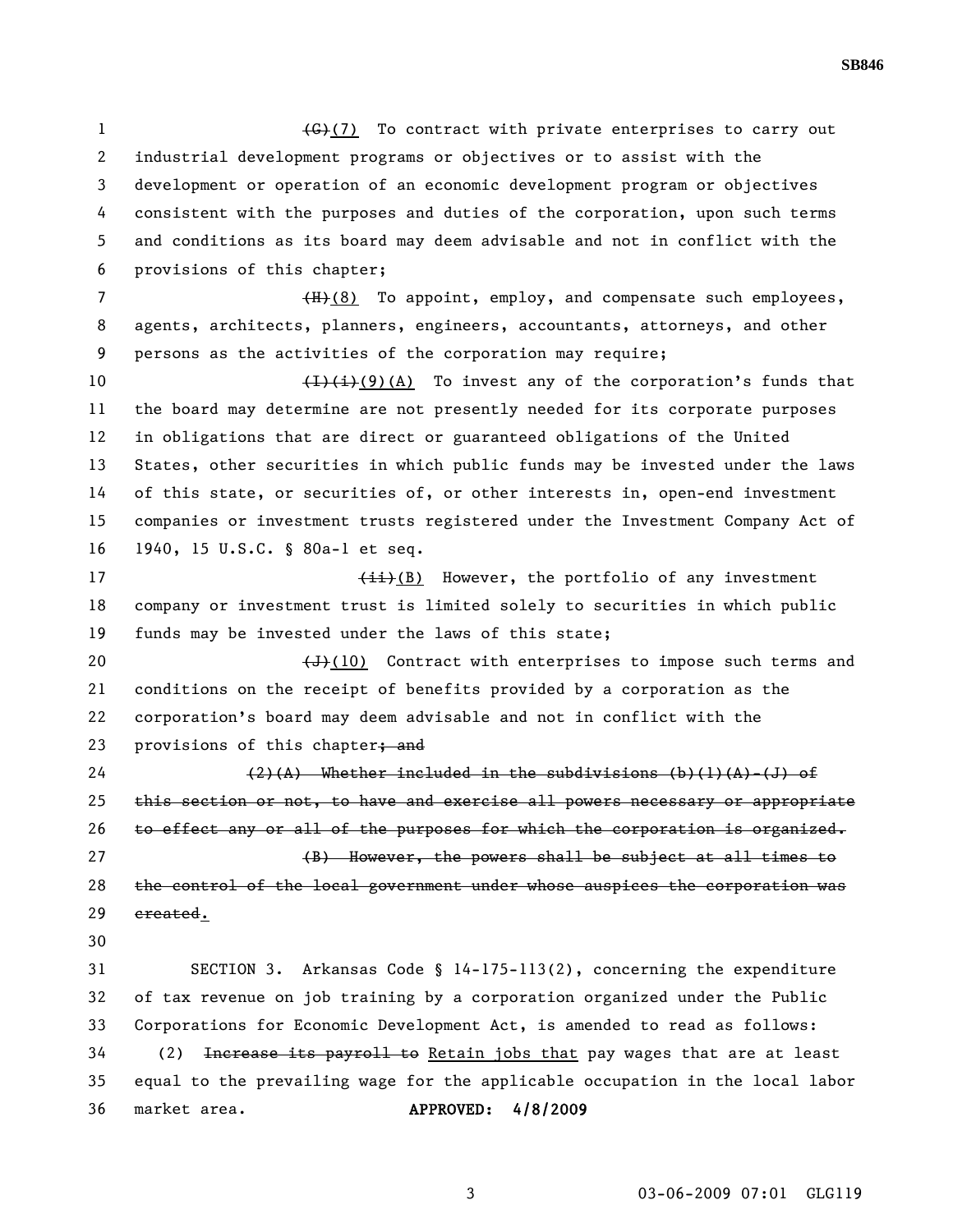~~(G)~~(7) To contract with private enterprises to carry out industrial development programs or objectives or to assist with the development or operation of an economic development program or objectives consistent with the purposes and duties of the corporation, upon such terms and conditions as its board may deem advisable and not in conflict with the provisions of this chapter;

~~(H)~~(8) To appoint, employ, and compensate such employees, agents, architects, planners, engineers, accountants, attorneys, and other persons as the activities of the corporation may require;

~~(I)(i)~~(9)(A) To invest any of the corporation's funds that the board may determine are not presently needed for its corporate purposes in obligations that are direct or guaranteed obligations of the United States, other securities in which public funds may be invested under the laws of this state, or securities of, or other interests in, open-end investment companies or investment trusts registered under the Investment Company Act of 1940, 15 U.S.C. § 80a-1 et seq.

~~(ii)~~(B) However, the portfolio of any investment company or investment trust is limited solely to securities in which public funds may be invested under the laws of this state;

~~(J)~~(10) Contract with enterprises to impose such terms and conditions on the receipt of benefits provided by a corporation as the corporation's board may deem advisable and not in conflict with the provisions of this chapter~~; and~~

~~(2)(A) Whether included in the subdivisions (b)(1)(A)-(J) of this section or not, to have and exercise all powers necessary or appropriate to effect any or all of the purposes for which the corporation is organized.~~

~~(B) However, the powers shall be subject at all times to the control of the local government under whose auspices the corporation was created~~.

SECTION 3. Arkansas Code § 14-175-113(2), concerning the expenditure of tax revenue on job training by a corporation organized under the Public Corporations for Economic Development Act, is amended to read as follows:

(2) ~~Increase its payroll to~~ Retain jobs that pay wages that are at least equal to the prevailing wage for the applicable occupation in the local labor market area.

**APPROVED: 4/8/2009**